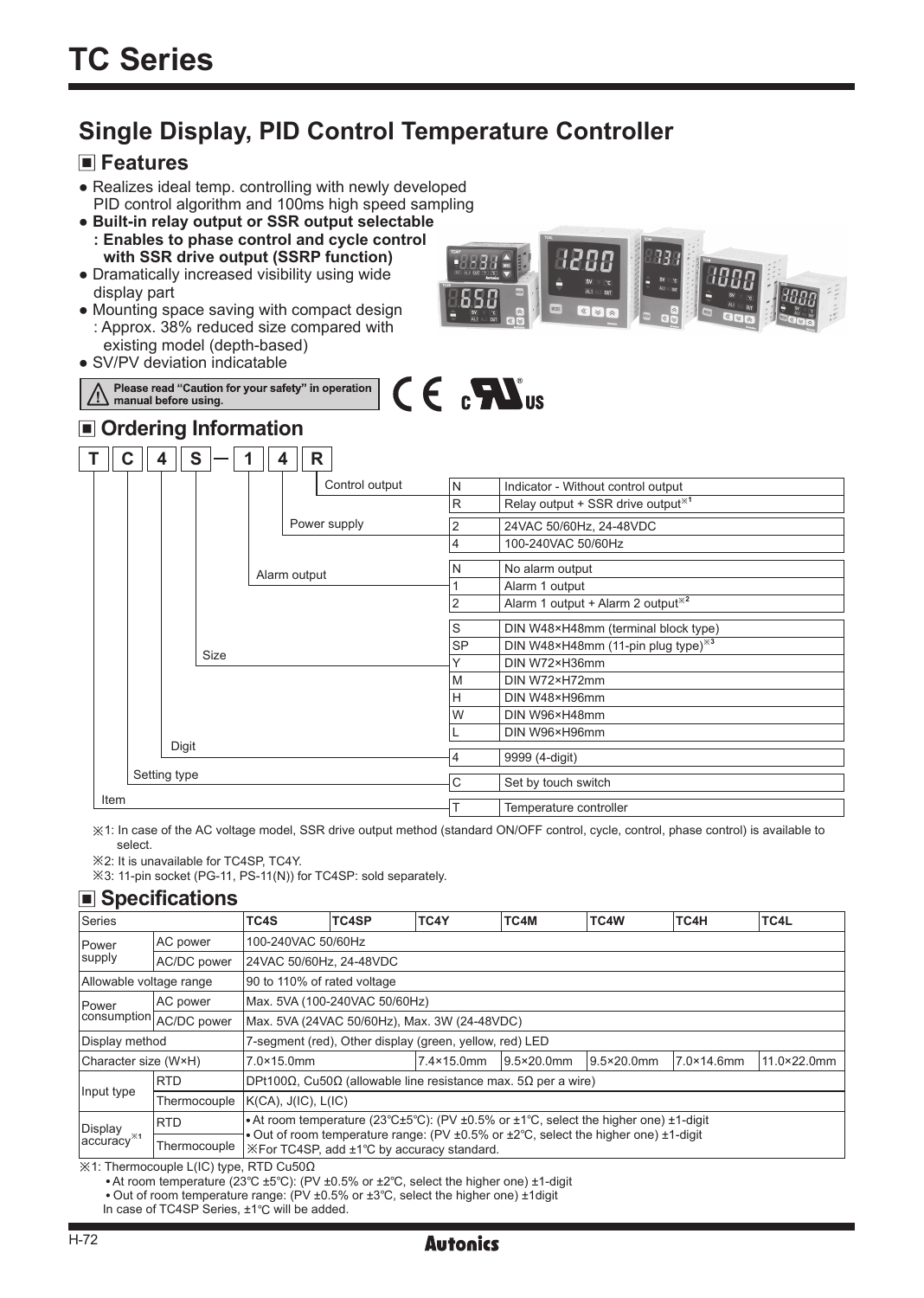# TC Series

## Single Display, PID Control Temperature Controller

### ■ Features

- Realizes ideal temp. controlling with newly developed PID control algorithm and 100ms high speed sampling
- **Built-in relay output or SSR output selectable : Enables to phase control and cycle control with SSR drive output (SSRP function)**
- Dramatically increased visibility using wide display part
- Mounting space saving with compact design : Approx. 38% reduced size compared with existing model (depth-based)
- SV/PV deviation indicatable

⚠ Please read "Caution for your safety" in operation manual before using.

### ■ Ordering Information

**T C 4 S — 1 4 R**

| Item | Code | Description |
|---|---|---|
| Control output | N | Indicator - Without control output |
| | R | Relay output + SSR drive output※1 |
| Power supply | 2 | 24VAC 50/60Hz, 24-48VDC |
| | 4 | 100-240VAC 50/60Hz |
| Alarm output | N | No alarm output |
| | 1 | Alarm 1 output |
| | 2 | Alarm 1 output + Alarm 2 output※2 |
| Size | S | DIN W48×H48mm (terminal block type) |
| | SP | DIN W48×H48mm (11-pin plug type)※3 |
| | Y | DIN W72×H36mm |
| | M | DIN W72×H72mm |
| | H | DIN W48×H96mm |
| | W | DIN W96×H48mm |
| | L | DIN W96×H96mm |
| Digit | 4 | 9999 (4-digit) |
| Setting type | C | Set by touch switch |
| Item | T | Temperature controller |

※1: In case of the AC voltage model, SSR drive output method (standard ON/OFF control, cycle, control, phase control) is available to select.

※2: It is unavailable for TC4SP, TC4Y.

※3: 11-pin socket (PG-11, PS-11(N)) for TC4SP: sold separately.

### ■ Specifications

| Series | | TC4S | TC4SP | TC4Y | TC4M | TC4W | TC4H | TC4L |
|---|---|---|---|---|---|---|---|---|
| Power supply | AC power | 100-240VAC 50/60Hz | | | | | | |
| | AC/DC power | 24VAC 50/60Hz, 24-48VDC | | | | | | |
| Allowable voltage range | | 90 to 110% of rated voltage | | | | | | |
| Power consumption | AC power | Max. 5VA (100-240VAC 50/60Hz) | | | | | | |
| | AC/DC power | Max. 5VA (24VAC 50/60Hz), Max. 3W (24-48VDC) | | | | | | |
| Display method | | 7-segment (red), Other display (green, yellow, red) LED | | | | | | |
| Character size (W×H) | | 7.0×15.0mm | | 7.4×15.0mm | 9.5×20.0mm | 9.5×20.0mm | 7.0×14.6mm | 11.0×22.0mm |
| Input type | RTD | DPt100Ω, Cu50Ω (allowable line resistance max. 5Ω per a wire) | | | | | | |
| | Thermocouple | K(CA), J(IC), L(IC) | | | | | | |
| Display accuracy※1 | RTD | • At room temperature (23℃±5℃): (PV ±0.5% or ±1℃, select the higher one) ±1-digit<br>• Out of room temperature range: (PV ±0.5% or ±2℃, select the higher one) ±1-digit<br>※For TC4SP, add ±1℃ by accuracy standard. | | | | | | |
| | Thermocouple | | | | | | | |

※1: Thermocouple L(IC) type, RTD Cu50Ω
- At room temperature (23℃ ±5℃): (PV ±0.5% or ±2℃, select the higher one) ±1-digit
- Out of room temperature range: (PV ±0.5% or ±3℃, select the higher one) ±1digit

In case of TC4SP Series, ±1℃ will be added.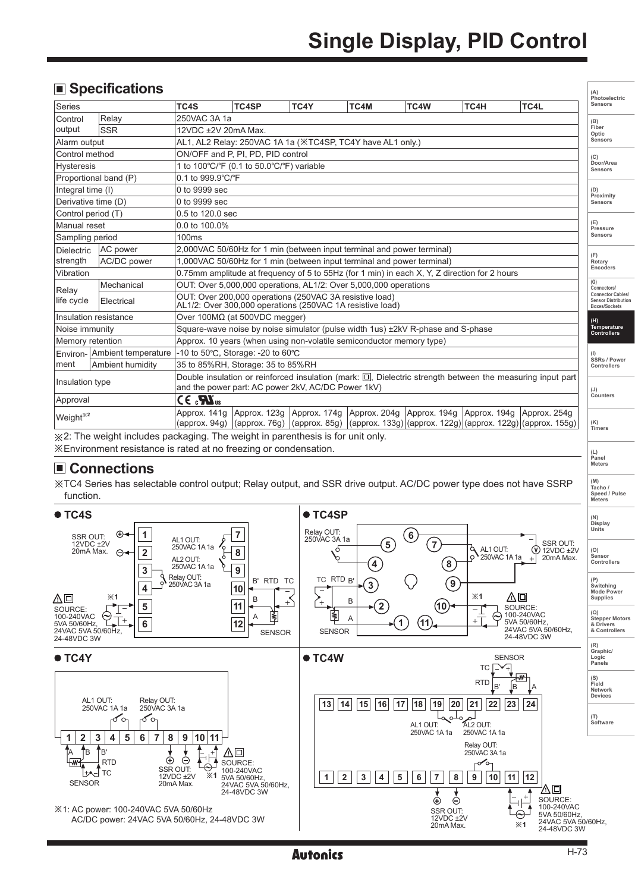## ■ Specifications

| Series | | TC4S | TC4SP | TC4Y | TC4M | TC4W | TC4H | TC4L |
|---|---|---|---|---|---|---|---|---|
| Control output | Relay | 250VAC 3A 1a | | | | | | |
| | SSR | 12VDC ±2V 20mA Max. | | | | | | |
| Alarm output | | AL1, AL2 Relay: 250VAC 1A 1a (※TC4SP, TC4Y have AL1 only.) | | | | | | |
| Control method | | ON/OFF and P, PI, PD, PID control | | | | | | |
| Hysteresis | | 1 to 100℃/℉ (0.1 to 50.0℃/℉) variable | | | | | | |
| Proportional band (P) | | 0.1 to 999.9℃/℉ | | | | | | |
| Integral time (I) | | 0 to 9999 sec | | | | | | |
| Derivative time (D) | | 0 to 9999 sec | | | | | | |
| Control period (T) | | 0.5 to 120.0 sec | | | | | | |
| Manual reset | | 0.0 to 100.0% | | | | | | |
| Sampling period | | 100ms | | | | | | |
| Dielectric strength | AC power | 2,000VAC 50/60Hz for 1 min (between input terminal and power terminal) | | | | | | |
| | AC/DC power | 1,000VAC 50/60Hz for 1 min (between input terminal and power terminal) | | | | | | |
| Vibration | | 0.75mm amplitude at frequency of 5 to 55Hz (for 1 min) in each X, Y, Z direction for 2 hours | | | | | | |
| Relay life cycle | Mechanical | OUT: Over 5,000,000 operations, AL1/2: Over 5,000,000 operations | | | | | | |
| | Electrical | OUT: Over 200,000 operations (250VAC 3A resistive load) AL1/2: Over 300,000 operations (250VAC 1A resistive load) | | | | | | |
| Insulation resistance | | Over 100MΩ (at 500VDC megger) | | | | | | |
| Noise immunity | | Square-wave noise by noise simulator (pulse width 1us) ±2kV R-phase and S-phase | | | | | | |
| Memory retention | | Approx. 10 years (when using non-volatile semiconductor memory type) | | | | | | |
| Environment | Ambient temperature | -10 to 50℃, Storage: -20 to 60℃ | | | | | | |
| | Ambient humidity | 35 to 85%RH, Storage: 35 to 85%RH | | | | | | |
| Insulation type | | Double insulation or reinforced insulation (mark: ▣, Dielectric strength between the measuring input part and the power part: AC power 2kV, AC/DC Power 1kV) | | | | | | |
| Approval | | CE cULus | | | | | | |
| Weight※2 | | Approx. 141g (approx. 94g) | Approx. 123g (approx. 76g) | Approx. 174g (approx. 85g) | Approx. 204g (approx. 133g) | Approx. 194g (approx. 122g) | Approx. 194g (approx. 122g) | Approx. 254g (approx. 155g) |

※2: The weight includes packaging. The weight in parenthesis is for unit only.

※Environment resistance is rated at no freezing or condensation.

## ■ Connections

※TC4 Series has selectable control output; Relay output, and SSR drive output. AC/DC power type does not have SSRP function.

### ● TC4S

SSR OUT: 12VDC ±2V 20mA Max.
AL1 OUT: 250VAC 1A 1a
AL2 OUT: 250VAC 1A 1a
Relay OUT: 250VAC 3A 1a
SOURCE: 100-240VAC 5VA 50/60Hz, 24VAC 5VA 50/60Hz, 24-48VDC 3W ※1
B' RTD TC
SENSOR

### ● TC4SP

Relay OUT: 250VAC 3A 1a
AL1 OUT: 250VAC 1A 1a
SSR OUT: 12VDC ±2V 20mA Max.
TC RTD B'
SENSOR
SOURCE: 100-240VAC 5VA 50/60Hz, 24VAC 5VA 50/60Hz, 24-48VDC 3W ※1

### ● TC4Y

AL1 OUT: 250VAC 1A 1a
Relay OUT: 250VAC 3A 1a
RTD
TC
SENSOR
SSR OUT: 12VDC ±2V 20mA Max.
SOURCE: 100-240VAC 5VA 50/60Hz, 24VAC 5VA 50/60Hz, 24-48VDC 3W ※1

※1: AC power: 100-240VAC 5VA 50/60Hz
AC/DC power: 24VAC 5VA 50/60Hz, 24-48VDC 3W

### ● TC4W

SENSOR
TC
RTD
AL1 OUT: 250VAC 1A 1a
AL2 OUT: 250VAC 1A 1a
Relay OUT: 250VAC 3A 1a
SSR OUT: 12VDC ±2V 20mA Max.
SOURCE: 100-240VAC 5VA 50/60Hz, 24VAC 5VA 50/60Hz, 24-48VDC 3W ※1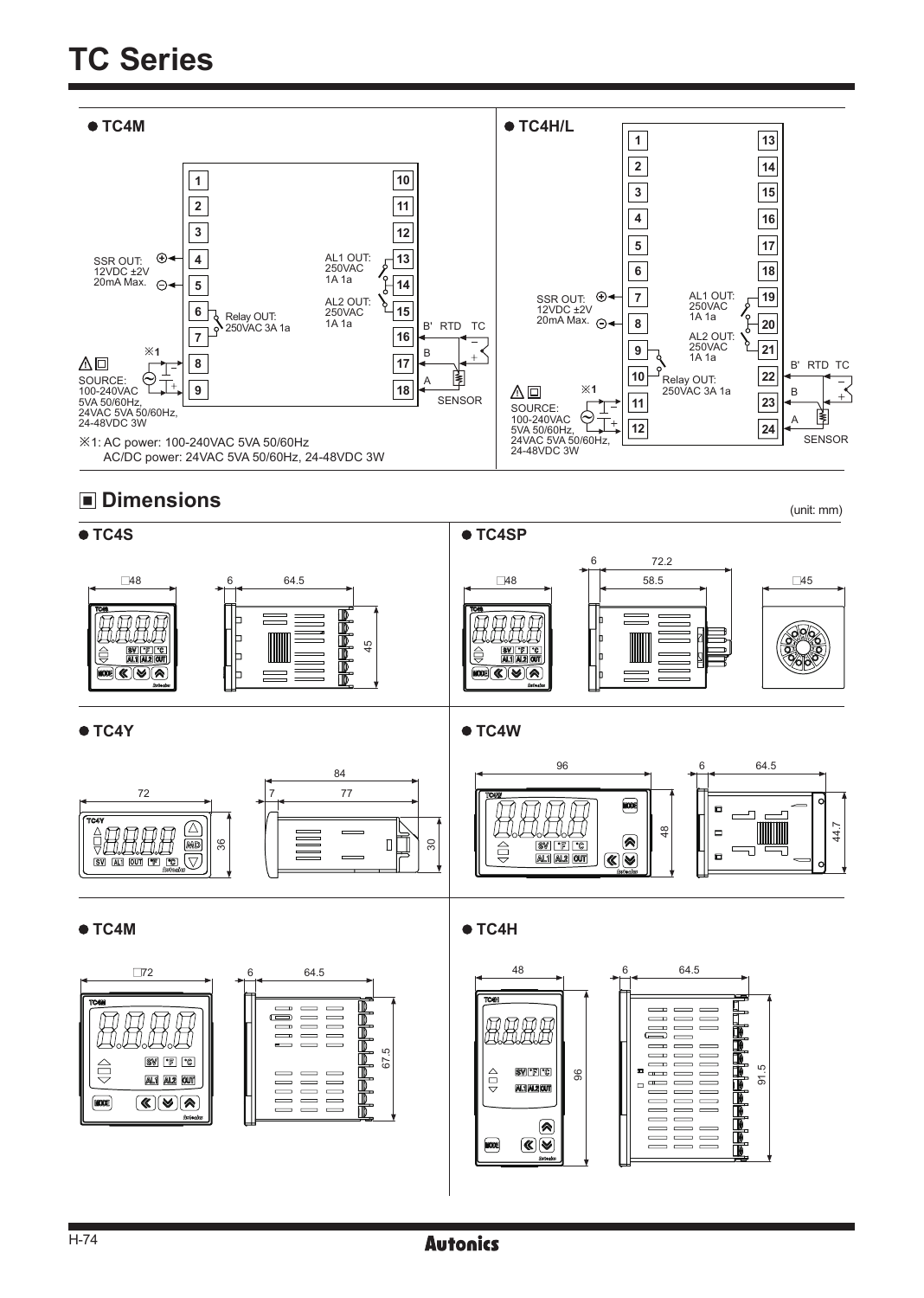# TC Series

● TC4M

1
2
3
SSR OUT: 12VDC ±2V 20mA Max. ⊕ 4 ⊖ 5
6 Relay OUT: 250VAC 3A 1a
7
※1
8
9
SOURCE: 100-240VAC 5VA 50/60Hz, 24VAC 5VA 50/60Hz, 24-48VDC 3W

10
11
12
AL1 OUT: 250VAC 1A 1a 13 14
AL2 OUT: 250VAC 1A 1a 15
16
17
18
B' RTD TC
B
A
SENSOR

※1: AC power: 100-240VAC 5VA 50/60Hz
AC/DC power: 24VAC 5VA 50/60Hz, 24-48VDC 3W

● TC4H/L

1
2
3
4
5
6
SSR OUT: 12VDC ±2V 20mA Max. ⊕ 7 ⊖ 8
9
10 Relay OUT: 250VAC 3A 1a
※1
11
12
SOURCE: 100-240VAC 5VA 50/60Hz, 24VAC 5VA 50/60Hz, 24-48VDC 3W

13
14
15
16
17
18
AL1 OUT: 250VAC 1A 1a 19 20
AL2 OUT: 250VAC 1A 1a 21
22
23
24
B' RTD TC
B
A
SENSOR

## ◼ Dimensions

(unit: mm)

● TC4S

□48
6
64.5
45

● TC4SP

□48
6
72.2
58.5
□45

● TC4Y

72
36
84
7
77
30

● TC4W

96
48
6
64.5
44.7

● TC4M

□72
6
64.5
67.5

● TC4H

48
96
6
64.5
91.5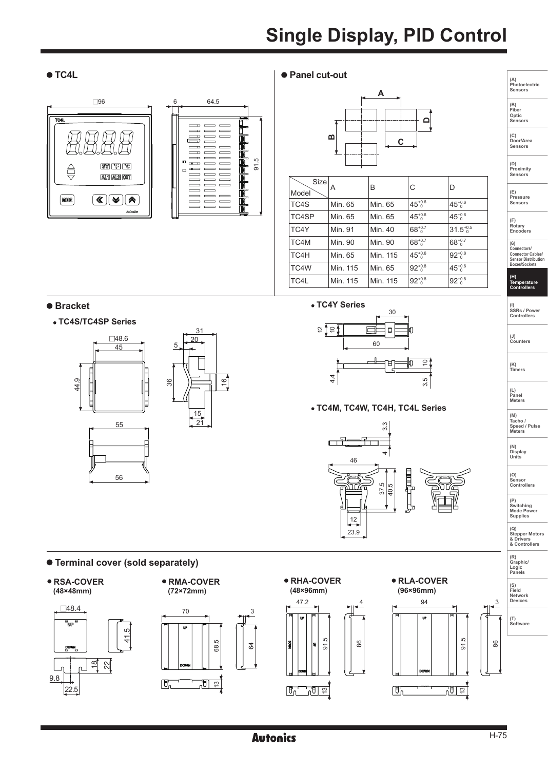# Single Display, PID Control

## ● TC4L

□96

6

64.5

91.5

## ● Panel cut-out

A

B

C

D

| Size / Model | A | B | C | D |
|---|---|---|---|---|
| TC4S | Min. 65 | Min. 65 | $45^{+0.6}_{0}$ | $45^{+0.6}_{0}$ |
| TC4SP | Min. 65 | Min. 65 | $45^{+0.6}_{0}$ | $45^{+0.6}_{0}$ |
| TC4Y | Min. 91 | Min. 40 | $68^{+0.7}_{0}$ | $31.5^{+0.5}_{0}$ |
| TC4M | Min. 90 | Min. 90 | $68^{+0.7}_{0}$ | $68^{+0.7}_{0}$ |
| TC4H | Min. 65 | Min. 115 | $45^{+0.6}_{0}$ | $92^{+0.8}_{0}$ |
| TC4W | Min. 115 | Min. 65 | $92^{+0.8}_{0}$ | $45^{+0.6}_{0}$ |
| TC4L | Min. 115 | Min. 115 | $92^{+0.8}_{0}$ | $92^{+0.8}_{0}$ |

## ● Bracket

### • TC4S/TC4SP Series

□48.6

45

44.9

55

56

31

20

5

36

16

15

21

### • TC4Y Series

30

12

10

60

4.4

10

3.5

### • TC4M, TC4W, TC4H, TC4L Series

3.3

4

46

37.5

40.5

12

23.9

## ● Terminal cover (sold separately)

### • RSA-COVER (48×48mm)

□48.4

41.5

18

22

9.8

22.5

### • RMA-COVER (72×72mm)

70

3

68.5

64

13

### • RHA-COVER (48×96mm)

47.2

4

91.5

86

13

### • RLA-COVER (96×96mm)

94

3

91.5

86

13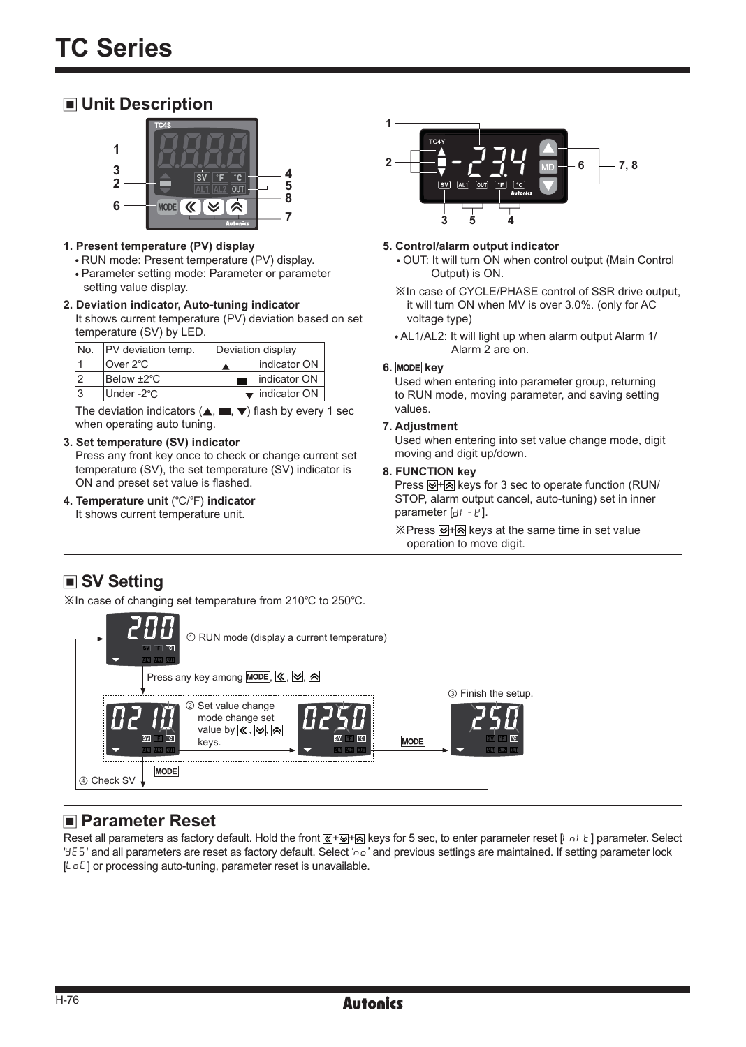## ■ Unit Description

**1. Present temperature (PV) display**

- RUN mode: Present temperature (PV) display.
- Parameter setting mode: Parameter or parameter setting value display.

**2. Deviation indicator, Auto-tuning indicator**

It shows current temperature (PV) deviation based on set temperature (SV) by LED.

| No. | PV deviation temp. | Deviation display |
|---|---|---|
| 1 | Over 2℃ | ▲ indicator ON |
| 2 | Below ±2℃ | ■ indicator ON |
| 3 | Under -2℃ | ▼ indicator ON |

The deviation indicators (▲, ■, ▼) flash by every 1 sec when operating auto tuning.

**3. Set temperature (SV) indicator**

Press any front key once to check or change current set temperature (SV), the set temperature (SV) indicator is ON and preset set value is flashed.

**4. Temperature unit** (℃/℉) **indicator**

It shows current temperature unit.

**5. Control/alarm output indicator**

- OUT: It will turn ON when control output (Main Control Output) is ON.

※In case of CYCLE/PHASE control of SSR drive output, it will turn ON when MV is over 3.0%. (only for AC voltage type)

- AL1/AL2: It will light up when alarm output Alarm 1/ Alarm 2 are on.

**6. MODE key**

Used when entering into parameter group, returning to RUN mode, moving parameter, and saving setting values.

**7. Adjustment**

Used when entering into set value change mode, digit moving and digit up/down.

**8. FUNCTION key**

Press ⩔+⩓ keys for 3 sec to operate function (RUN/ STOP, alarm output cancel, auto-tuning) set in inner parameter [dI-K].

※Press ⩔+⩓ keys at the same time in set value operation to move digit.

## ■ SV Setting

※In case of changing set temperature from 210℃ to 250℃.

① RUN mode (display a current temperature)

Press any key among MODE, «, ⩔, ⩓

② Set value change mode change set value by «, ⩔, ⩓ keys.

MODE

③ Finish the setup.

④ Check SV

## ■ Parameter Reset

Reset all parameters as factory default. Hold the front «+⩔+⩓ keys for 5 sec, to enter parameter reset [InIt] parameter. Select 'YES' and all parameters are reset as factory default. Select 'no' and previous settings are maintained. If setting parameter lock [LoC] or processing auto-tuning, parameter reset is unavailable.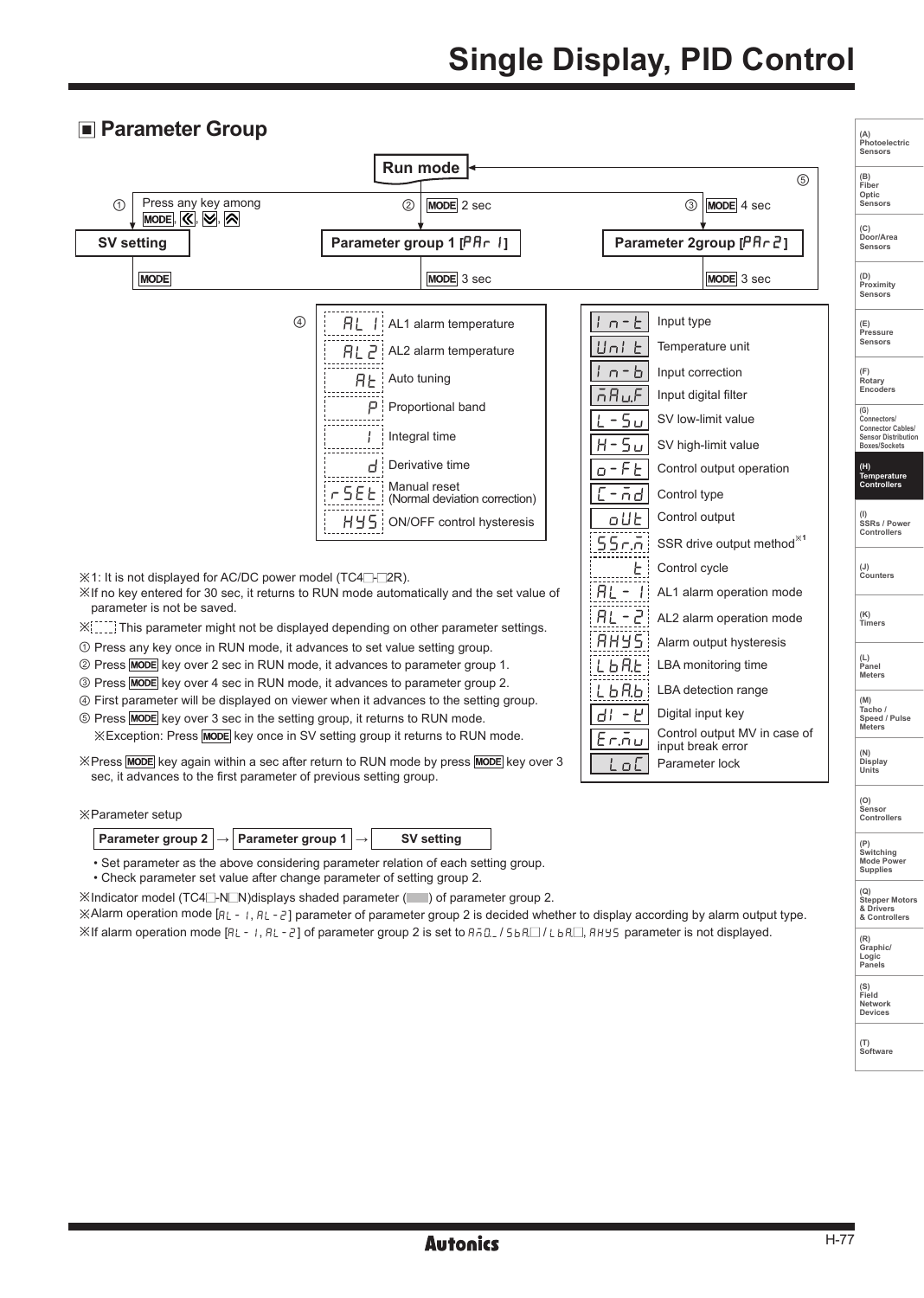# Single Display, PID Control

## ■ Parameter Group

Run mode

① Press any key among MODE, ≪, ⋁, ⋀ → SV setting

② MODE 2 sec → Parameter group 1 [PAr 1]

③ MODE 4 sec → Parameter 2group [PAr 2]

⑤ MODE (SV setting), MODE 3 sec (Parameter group 1), MODE 3 sec (Parameter group 2) → Run mode

④

| | |
|---|---|
| AL 1 | AL1 alarm temperature |
| AL 2 | AL2 alarm temperature |
| At | Auto tuning |
| P | Proportional band |
| I | Integral time |
| d | Derivative time |
| rSEt | Manual reset (Normal deviation correction) |
| HYS | ON/OFF control hysteresis |

| | |
|---|---|
| In-t | Input type |
| Unit | Temperature unit |
| In-b | Input correction |
| MAv.F | Input digital filter |
| L-Sv | SV low-limit value |
| H-Sv | SV high-limit value |
| o-Ft | Control output operation |
| C-Md | Control type |
| oUt | Control output |
| SSr.M | SSR drive output method※1 |
| t | Control cycle |
| AL-1 | AL1 alarm operation mode |
| AL-2 | AL2 alarm operation mode |
| AHYS | Alarm output hysteresis |
| LbAt | LBA monitoring time |
| LbAb | LBA detection range |
| dI-K | Digital input key |
| Er.Mv | Control output MV in case of input break error |
| LoC | Parameter lock |

※1: It is not displayed for AC/DC power model (TC4□-□2R).

※If no key entered for 30 sec, it returns to RUN mode automatically and the set value of parameter is not be saved.

※[ ] This parameter might not be displayed depending on other parameter settings.

① Press any key once in RUN mode, it advances to set value setting group.

② Press MODE key over 2 sec in RUN mode, it advances to parameter group 1.

③ Press MODE key over 4 sec in RUN mode, it advances to parameter group 2.

④ First parameter will be displayed on viewer when it advances to the setting group.

⑤ Press MODE key over 3 sec in the setting group, it returns to RUN mode.
※Exception: Press MODE key once in SV setting group it returns to RUN mode.

※Press MODE key again within a sec after return to RUN mode by press MODE key over 3 sec, it advances to the first parameter of previous setting group.

※Parameter setup

Parameter group 2 → Parameter group 1 → SV setting

- Set parameter as the above considering parameter relation of each setting group.
- Check parameter set value after change parameter of setting group 2.

※Indicator model (TC4□-N□N)displays shaded parameter ( ) of parameter group 2.

※Alarm operation mode [AL-1, AL-2] parameter of parameter group 2 is decided whether to display according by alarm output type.

※If alarm operation mode [AL-1, AL-2] of parameter group 2 is set to AMO_ / SbA□ / LbA□, AHYS parameter is not displayed.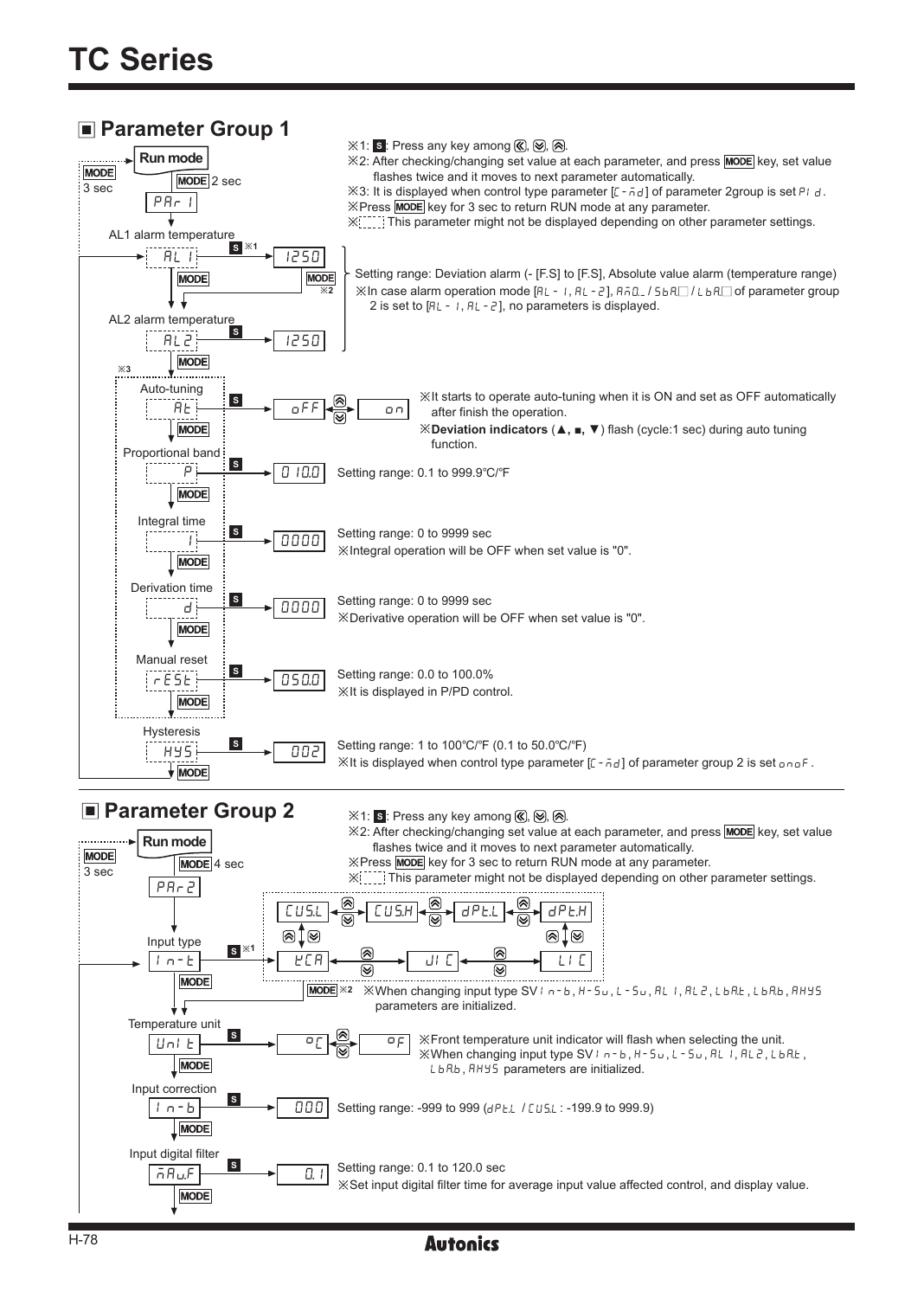# TC Series

## ■ Parameter Group 1

※1: S: Press any key among ◀, ▼, ▲.
※2: After checking/changing set value at each parameter, and press MODE key, set value flashes twice and it moves to next parameter automatically.
※3: It is displayed when control type parameter [C-MD] of parameter 2group is set PID.
※Press MODE key for 3 sec to return RUN mode at any parameter.
※[ ]: This parameter might not be displayed depending on other parameter settings.

Run mode → MODE 2 sec → PAR1 (MODE 3 sec: return to Run mode)

**AL1 alarm temperature** — AL1 → S ※1 → 1250 → MODE ※2

**AL2 alarm temperature** — AL2 → S → 1250

Setting range: Deviation alarm (- [F.S] to [F.S], Absolute value alarm (temperature range)
※In case alarm operation mode [AL-1, AL-2], AMO_ / SBA□ / LBA□ of parameter group 2 is set to [AL-1, AL-2], no parameters is displayed.

※3

**Auto-tuning** — AT → S → OFF ⇄ ON
※It starts to operate auto-tuning when it is ON and set as OFF automatically after finish the operation.
※**Deviation indicators** (▲, ■, ▼) flash (cycle:1 sec) during auto tuning function.

**Proportional band** — P → S → 010.0
Setting range: 0.1 to 999.9℃/℉

**Integral time** — I → S → 0000
Setting range: 0 to 9999 sec
※Integral operation will be OFF when set value is "0".

**Derivation time** — D → S → 0000
Setting range: 0 to 9999 sec
※Derivative operation will be OFF when set value is "0".

**Manual reset** — REST → S → 050.0
Setting range: 0.0 to 100.0%
※It is displayed in P/PD control.

**Hysteresis** — HYS → S → 002
Setting range: 1 to 100℃/℉ (0.1 to 50.0℃/℉)
※It is displayed when control type parameter [C-MD] of parameter group 2 is set ONOF.

## ■ Parameter Group 2

※1: S: Press any key among ◀, ▼, ▲.
※2: After checking/changing set value at each parameter, and press MODE key, set value flashes twice and it moves to next parameter automatically.
※Press MODE key for 3 sec to return RUN mode at any parameter.
※[ ]: This parameter might not be displayed depending on other parameter settings.

Run mode → MODE 4 sec → PAR2 (MODE 3 sec: return to Run mode)

**Input type** — IN-T → S ※1 → KCA ⇄ JIC ⇄ LIC ⇄ DPT.H ⇄ DPT.L ⇄ CU5.H ⇄ CU5.L ⇄ KCA
MODE ※2 ※When changing input type SV IN-B, H-SU, L-SU, AL1, AL2, LBAT, LBAB, AHYS parameters are initialized.

**Temperature unit** — UNIT → S → ℃ ⇄ ℉
※Front temperature unit indicator will flash when selecting the unit.
※When changing input type SV IN-B, H-SU, L-SU, AL1, AL2, LBAT, LBAB, AHYS parameters are initialized.

**Input correction** — IN-B → S → 000
Setting range: -999 to 999 (DPT.L / CU5.L : -199.9 to 999.9)

**Input digital filter** — MAV.F → S → 0.1
Setting range: 0.1 to 120.0 sec
※Set input digital filter time for average input value affected control, and display value.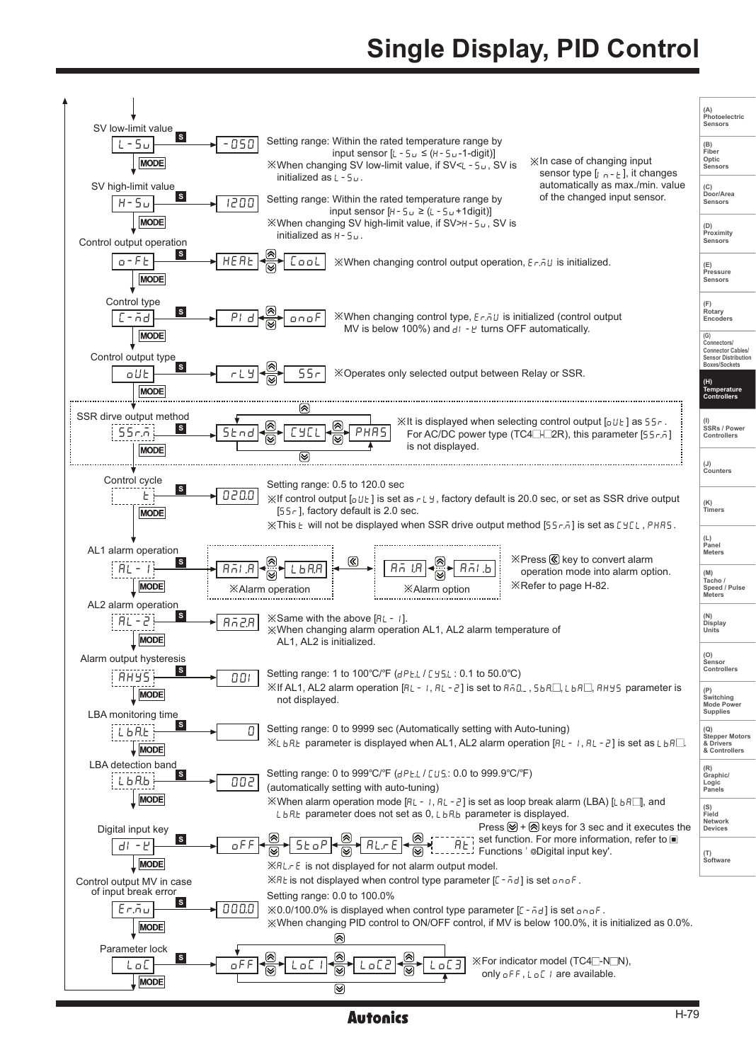# Single Display, PID Control

**SV low-limit value** — L-Su [S] → -050

Setting range: Within the rated temperature range by input sensor [L-Su ≤ (H-Su-1-digit)]

※When changing SV low-limit value, if SV<L-Su, SV is initialized as L-Su.

※In case of changing input sensor type [In-t], it changes automatically as max./min. value of the changed input sensor.

**SV high-limit value** — H-Su [S] → 1200

Setting range: Within the rated temperature range by input sensor [H-Su ≥ (L-Su+1digit)]

※When changing SV high-limit value, if SV>H-Su, SV is initialized as H-Su.

**Control output operation** — o-Ft [S] → HEAt ⇄ CooL

※When changing control output operation, Er.mu is initialized.

**Control type** — C-md [S] → PId ⇄ onoF

※When changing control type, Er.mu is initialized (control output MV is below 100%) and dI-K turns OFF automatically.

**Control output type** — oUt [S] → rLY ⇄ SSr

※Operates only selected output between Relay or SSR.

**SSR dirve output method** — SSr.m [S] → Stnd ⇄ CYCL ⇄ PHAS

※It is displayed when selecting control output [oUt] as SSr. For AC/DC power type (TC4□-□2R), this parameter [SSr.m] is not displayed.

**Control cycle** — t [S] → 020.0

Setting range: 0.5 to 120.0 sec

※If control output [oUt] is set as rLY, factory default is 20.0 sec, or set as SSR drive output [SSr], factory default is 2.0 sec.

※This t will not be displayed when SSR drive output method [SSr.m] is set as CYCL, PHAS.

**AL1 alarm operation** — AL-1 [S] → Am1.A ⇄ LbA.A (※Alarm operation) ⇄ Am1.A ⇄ Am1.b (※Alarm option)

※Press ≪ key to convert alarm operation mode into alarm option.

※Refer to page H-82.

**AL2 alarm operation** — AL-2 [S] → Am2.A

※Same with the above [AL-1].

※When changing alarm operation AL1, AL2 alarm temperature of AL1, AL2 is initialized.

**Alarm output hysteresis** — AHYS [S] → 001

Setting range: 1 to 100°C/°F (dPt.L / CYSL: 0.1 to 50.0°C)

※If AL1, AL2 alarm operation [AL-1, AL-2] is set to Am0_, SbA□, LbA□, AHYS parameter is not displayed.

**LBA monitoring time** — LbA.t [S] → 0

Setting range: 0 to 9999 sec (Automatically setting with Auto-tuning)

※LbA.t parameter is displayed when AL1, AL2 alarm operation [AL-1, AL-2] is set as LbA□.

**LBA detection band** — LbA.b [S] → 002

Setting range: 0 to 999°C/°F (dPt.L / CUS: 0.0 to 999.9°C/°F) (automatically setting with auto-tuning)

※When alarm operation mode [AL-1, AL-2] is set as loop break alarm (LBA) [LbA□], and LbA.t parameter does not set as 0, LbA.b parameter is displayed.

**Digital input key** — dI-K [S] → oFF ⇄ StoP ⇄ AL.rE ⇄ At

Press ⊗ + ⊗ keys for 3 sec and it executes the set function. For more information, refer to ■ Functions '◎Digital input key'.

※AL.rE is not displayed for not alarm output model.

※At is not displayed when control type parameter [C-md] is set onoF.

**Control output MV in case of input break error** — Er.mu [S] → 000.0

Setting range: 0.0 to 100.0%

※0.0/100.0% is displayed when control type parameter [C-md] is set onoF.

※When changing PID control to ON/OFF control, if MV is below 100.0%, it is initialized as 0.0%.

**Parameter lock** — LoC [S] → oFF ⇄ LoC1 ⇄ LoC2 ⇄ LoC3

※For indicator model (TC4□-N□N), only oFF, LoC1 are available.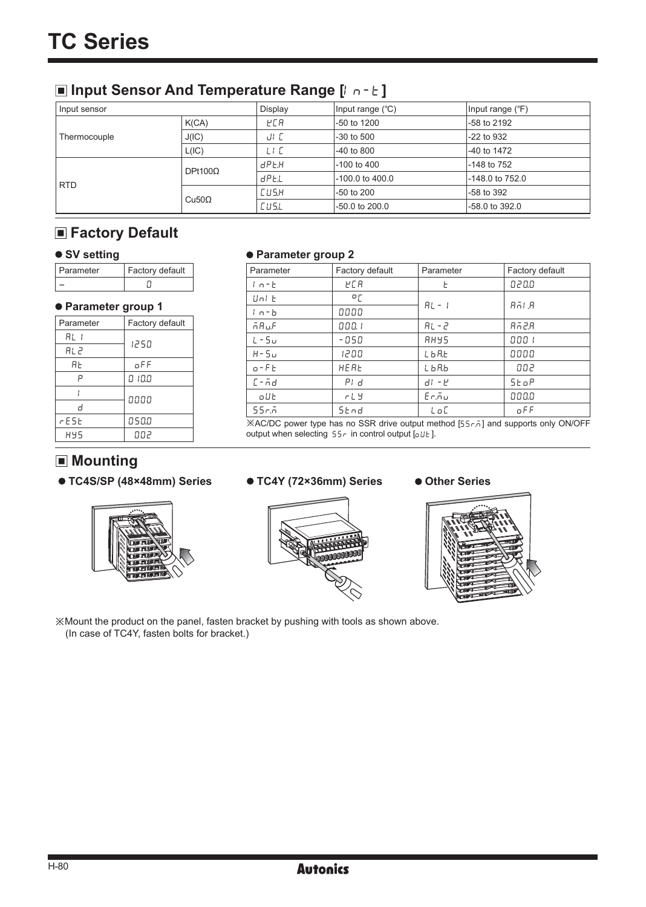# TC Series

## ■ Input Sensor And Temperature Range [In-t]

| Input sensor | | Display | Input range (℃) | Input range (℉) |
|---|---|---|---|---|
| Thermocouple | K(CA) | KCA | -50 to 1200 | -58 to 2192 |
| | J(IC) | JIC | -30 to 500 | -22 to 932 |
| | L(IC) | LIC | -40 to 800 | -40 to 1472 |
| RTD | DPt100Ω | dPt.H | -100 to 400 | -148 to 752 |
| | | dPt.L | -100.0 to 400.0 | -148.0 to 752.0 |
| | Cu50Ω | CUS.H | -50 to 200 | -58 to 392 |
| | | CUS.L | -50.0 to 200.0 | -58.0 to 392.0 |

## ■ Factory Default

### ● SV setting

| Parameter | Factory default |
|---|---|
| – | 0 |

### ● Parameter group 1

| Parameter | Factory default |
|---|---|
| AL1 | 1250 |
| AL2 | 1250 |
| At | oFF |
| P | 010.0 |
| I | 0000 |
| d | 0000 |
| rESt | 050.0 |
| HYS | 002 |

### ● Parameter group 2

| Parameter | Factory default | Parameter | Factory default |
|---|---|---|---|
| In-t | KCA | t | 020.0 |
| Unit | ℃ | AL-1 | Am1.A |
| In-b | 0000 | | |
| mAv.F | 000.1 | AL-2 | Am2.A |
| L-Sv | -050 | AHYS | 0001 |
| H-Sv | 1200 | LbAt | 0000 |
| o-Ft | HEAt | LbAb | 002 |
| C-md | PId | dI-K | StoP |
| oUt | rLY | Er.mv | 000.0 |
| SSr.m | Stnd | LoC | oFF |

※AC/DC power type has no SSR drive output method [SSr.m] and supports only ON/OFF output when selecting SSr in control output [oUt].

## ■ Mounting

● TC4S/SP (48×48mm) Series

● TC4Y (72×36mm) Series

● Other Series

※Mount the product on the panel, fasten bracket by pushing with tools as shown above.
(In case of TC4Y, fasten bolts for bracket.)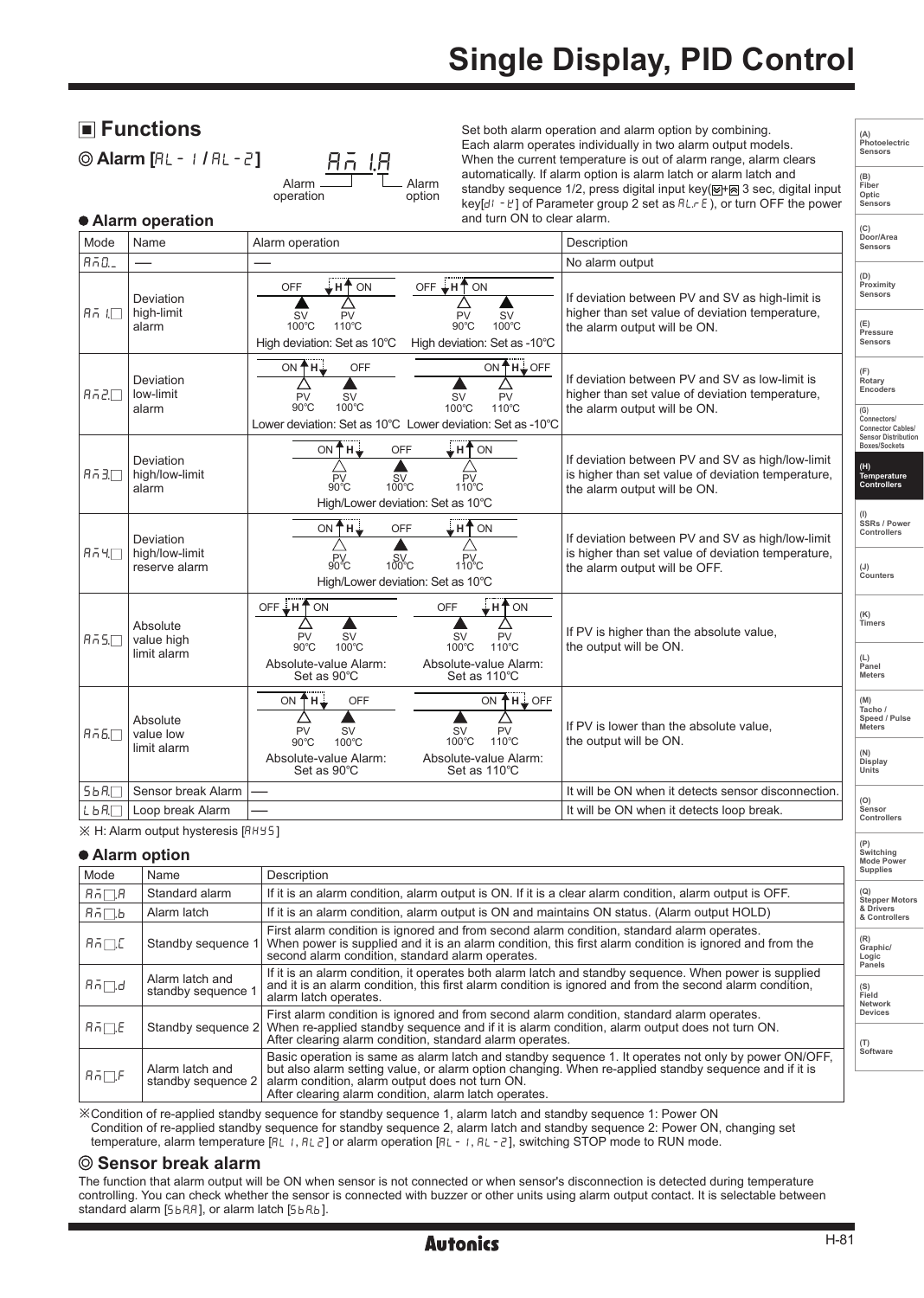# Single Display, PID Control

## ■ Functions

### ◎ Alarm [AL-1/AL-2]

AM1.A

Alarm operation — Alarm option

Set both alarm operation and alarm option by combining. Each alarm operates individually in two alarm output models. When the current temperature is out of alarm range, alarm clears automatically. If alarm option is alarm latch or alarm latch and standby sequence 1/2, press digital input key(◙+◙ 3 sec, digital input key[di-K] of Parameter group 2 set as AL.rE), or turn OFF the power and turn ON to clear alarm.

#### ● Alarm operation

| Mode | Name | Alarm operation | Description |
|---|---|---|---|
| AM0._ | — | — | No alarm output |
| AM1.□ | Deviation high-limit alarm | OFF H ON, SV 100℃ PV 110℃, High deviation: Set as 10℃ / OFF H ON, PV 90℃ SV 100℃, High deviation: Set as -10℃ | If deviation between PV and SV as high-limit is higher than set value of deviation temperature, the alarm output will be ON. |
| AM2.□ | Deviation low-limit alarm | ON H OFF, PV 90℃ SV 100℃ / ON H OFF, SV 100℃ PV 110℃, Lower deviation: Set as 10℃ Lower deviation: Set as -10℃ | If deviation between PV and SV as low-limit is higher than set value of deviation temperature, the alarm output will be ON. |
| AM3.□ | Deviation high/low-limit alarm | ON H OFF H ON, PV 90℃ SV 100℃ PV 110℃, High/Lower deviation: Set as 10℃ | If deviation between PV and SV as high/low-limit is higher than set value of deviation temperature, the alarm output will be ON. |
| AM4.□ | Deviation high/low-limit reserve alarm | ON H OFF H ON, PV 90℃ SV 100℃ PV 110℃, High/Lower deviation: Set as 10℃ | If deviation between PV and SV as high/low-limit is higher than set value of deviation temperature, the alarm output will be OFF. |
| AM5.□ | Absolute value high limit alarm | OFF H ON, PV 90℃ SV 100℃, Absolute-value Alarm: Set as 90℃ / OFF H ON, SV 100℃ PV 110℃, Absolute-value Alarm: Set as 110℃ | If PV is higher than the absolute value, the output will be ON. |
| AM6.□ | Absolute value low limit alarm | ON H OFF, PV 90℃ SV 100℃, Absolute-value Alarm: Set as 90℃ / ON H OFF, SV 100℃ PV 110℃, Absolute-value Alarm: Set as 110℃ | If PV is lower than the absolute value, the output will be ON. |
| SbA.□ | Sensor break Alarm | — | It will be ON when it detects sensor disconnection. |
| LbA.□ | Loop break Alarm | — | It will be ON when it detects loop break. |

※ H: Alarm output hysteresis [AHYS]

#### ● Alarm option

| Mode | Name | Description |
|---|---|---|
| AM□.A | Standard alarm | If it is an alarm condition, alarm output is ON. If it is a clear alarm condition, alarm output is OFF. |
| AM□.b | Alarm latch | If it is an alarm condition, alarm output is ON and maintains ON status. (Alarm output HOLD) |
| AM□.C | Standby sequence 1 | First alarm condition is ignored and from second alarm condition, standard alarm operates. When power is supplied and it is an alarm condition, this first alarm condition is ignored and from the second alarm condition, standard alarm operates. |
| AM□.d | Alarm latch and standby sequence 1 | If it is an alarm condition, it operates both alarm latch and standby sequence. When power is supplied and it is an alarm condition, this first alarm condition is ignored and from the second alarm condition, alarm latch operates. |
| AM□.E | Standby sequence 2 | First alarm condition is ignored and from second alarm condition, standard alarm operates. When re-applied standby sequence and if it is alarm condition, alarm output does not turn ON. After clearing alarm condition, standard alarm operates. |
| AM□.F | Alarm latch and standby sequence 2 | Basic operation is same as alarm latch and standby sequence 1. It operates not only by power ON/OFF, but also alarm setting value, or alarm option changing. When re-applied standby sequence and if it is alarm condition, alarm output does not turn ON. After clearing alarm condition, alarm latch operates. |

※Condition of re-applied standby sequence for standby sequence 1, alarm latch and standby sequence 1: Power ON
Condition of re-applied standby sequence for standby sequence 2, alarm latch and standby sequence 2: Power ON, changing set temperature, alarm temperature [AL1, AL2] or alarm operation [AL-1, AL-2], switching STOP mode to RUN mode.

### ◎ Sensor break alarm

The function that alarm output will be ON when sensor is not connected or when sensor's disconnection is detected during temperature controlling. You can check whether the sensor is connected with buzzer or other units using alarm output contact. It is selectable between standard alarm [SbA.A], or alarm latch [SbA.b].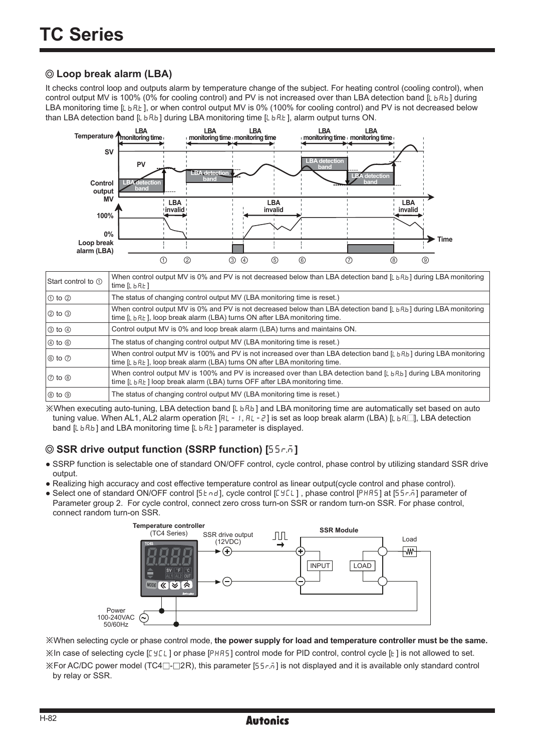## ◎ Loop break alarm (LBA)

It checks control loop and outputs alarm by temperature change of the subject. For heating control (cooling control), when control output MV is 100% (0% for cooling control) and PV is not increased over than LBA detection band [LbAb] during LBA monitoring time [LbAt], or when control output MV is 0% (100% for cooling control) and PV is not decreased below than LBA detection band [LbAb] during LBA monitoring time [LbAt], alarm output turns ON.

Temperature
LBA monitoring time
LBA monitoring time
LBA monitoring time
LBA monitoring time
LBA monitoring time
SV
PV
LBA detection band
LBA detection band
LBA detection band
LBA detection band
Control output MV
LBA invalid
LBA invalid
LBA invalid
100%
0%
Loop break alarm (LBA)
Time
① ② ③ ④ ⑤ ⑥ ⑦ ⑧ ⑨

| | |
|---|---|
| Start control to ① | When control output MV is 0% and PV is not decreased below than LBA detection band [LbAb] during LBA monitoring time [LbAt] |
| ① to ② | The status of changing control output MV (LBA monitoring time is reset.) |
| ② to ③ | When control output MV is 0% and PV is not decreased below than LBA detection band [LbAb] during LBA monitoring time [LbAt], loop break alarm (LBA) turns ON after LBA monitoring time. |
| ③ to ④ | Control output MV is 0% and loop break alarm (LBA) turns and maintains ON. |
| ④ to ⑥ | The status of changing control output MV (LBA monitoring time is reset.) |
| ⑥ to ⑦ | When control output MV is 100% and PV is not increased over than LBA detection band [LbAb] during LBA monitoring time [LbAt], loop break alarm (LBA) turns ON after LBA monitoring time. |
| ⑦ to ⑧ | When control output MV is 100% and PV is increased over than LBA detection band [LbAb] during LBA monitoring time [LbAt] loop break alarm (LBA) turns OFF after LBA monitoring time. |
| ⑧ to ⑨ | The status of changing control output MV (LBA monitoring time is reset.) |

※When executing auto-tuning, LBA detection band [LbAb] and LBA monitoring time are automatically set based on auto tuning value. When AL1, AL2 alarm operation [AL-1, AL-2] is set as loop break alarm (LBA) [LbA□], LBA detection band [LbAb] and LBA monitoring time [LbAt] parameter is displayed.

## ◎ SSR drive output function (SSRP function) [SSr.m]

- SSRP function is selectable one of standard ON/OFF control, cycle control, phase control by utilizing standard SSR drive output.
- Realizing high accuracy and cost effective temperature control as linear output(cycle control and phase control).
- Select one of standard ON/OFF control [Stnd], cycle control [CYCL], phase control [PHAS] at [SSr.m] parameter of Parameter group 2. For cycle control, connect zero cross turn-on SSR or random turn-on SSR. For phase control, connect random turn-on SSR.

Temperature controller
(TC4 Series)
SSR drive output
(12VDC)
SSR Module
INPUT
LOAD
Load
Power
100-240VAC
50/60Hz

※When selecting cycle or phase control mode, **the power supply for load and temperature controller must be the same.**

※In case of selecting cycle [CYCL] or phase [PHAS] control mode for PID control, control cycle [t] is not allowed to set.

※For AC/DC power model (TC4□-□2R), this parameter [SSr.m] is not displayed and it is available only standard control by relay or SSR.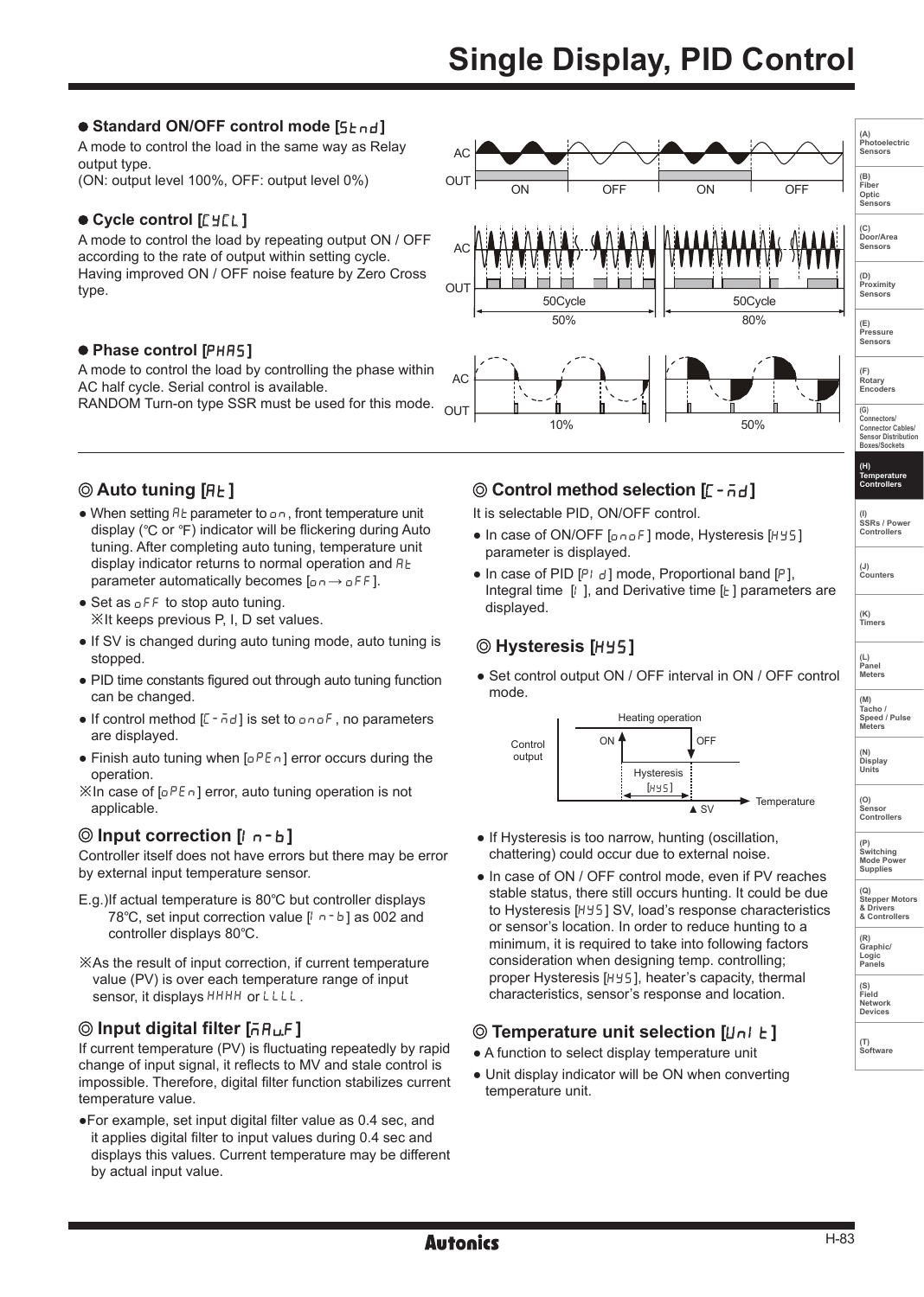# Single Display, PID Control

- **Standard ON/OFF control mode [StNd]**

A mode to control the load in the same way as Relay output type.
(ON: output level 100%, OFF: output level 0%)

AC
OUT
ON OFF ON OFF

- **Cycle control [CYCL]**

A mode to control the load by repeating output ON / OFF according to the rate of output within setting cycle.
Having improved ON / OFF noise feature by Zero Cross type.

AC
OUT
50Cycle 50Cycle
50% 80%

- **Phase control [PHAS]**

A mode to control the load by controlling the phase within AC half cycle. Serial control is available.
RANDOM Turn-on type SSR must be used for this mode.

AC
OUT
10% 50%

## ◎ Auto tuning [At]

- When setting At parameter to on, front temperature unit display (℃ or ℉) indicator will be flickering during Auto tuning. After completing auto tuning, temperature unit display indicator returns to normal operation and At parameter automatically becomes [on → oFF].
- Set as oFF to stop auto tuning.
  ※It keeps previous P, I, D set values.
- If SV is changed during auto tuning mode, auto tuning is stopped.
- PID time constants figured out through auto tuning function can be changed.
- If control method [C-Md] is set to onoF, no parameters are displayed.
- Finish auto tuning when [oPEn] error occurs during the operation.

※In case of [oPEn] error, auto tuning operation is not applicable.

## ◎ Input correction [In-b]

Controller itself does not have errors but there may be error by external input temperature sensor.

E.g.)If actual temperature is 80℃ but controller displays 78℃, set input correction value [In-b] as 002 and controller displays 80℃.

※As the result of input correction, if current temperature value (PV) is over each temperature range of input sensor, it displays HHHH or LLLL.

## ◎ Input digital filter [MAvF]

If current temperature (PV) is fluctuating repeatedly by rapid change of input signal, it reflects to MV and stale control is impossible. Therefore, digital filter function stabilizes current temperature value.

- For example, set input digital filter value as 0.4 sec, and it applies digital filter to input values during 0.4 sec and displays this values. Current temperature may be different by actual input value.

## ◎ Control method selection [C-Md]

It is selectable PID, ON/OFF control.

- In case of ON/OFF [onoF] mode, Hysteresis [HYS] parameter is displayed.
- In case of PID [PId] mode, Proportional band [P], Integral time [I], and Derivative time [d] parameters are displayed.

## ◎ Hysteresis [HYS]

- Set control output ON / OFF interval in ON / OFF control mode.

Heating operation
Control output
ON
OFF
Hysteresis
[HYS]
▲ SV
Temperature

- If Hysteresis is too narrow, hunting (oscillation, chattering) could occur due to external noise.
- In case of ON / OFF control mode, even if PV reaches stable status, there still occurs hunting. It could be due to Hysteresis [HYS] SV, load's response characteristics or sensor's location. In order to reduce hunting to a minimum, it is required to take into following factors consideration when designing temp. controlling; proper Hysteresis [HYS], heater's capacity, thermal characteristics, sensor's response and location.

## ◎ Temperature unit selection [Unit]

- A function to select display temperature unit
- Unit display indicator will be ON when converting temperature unit.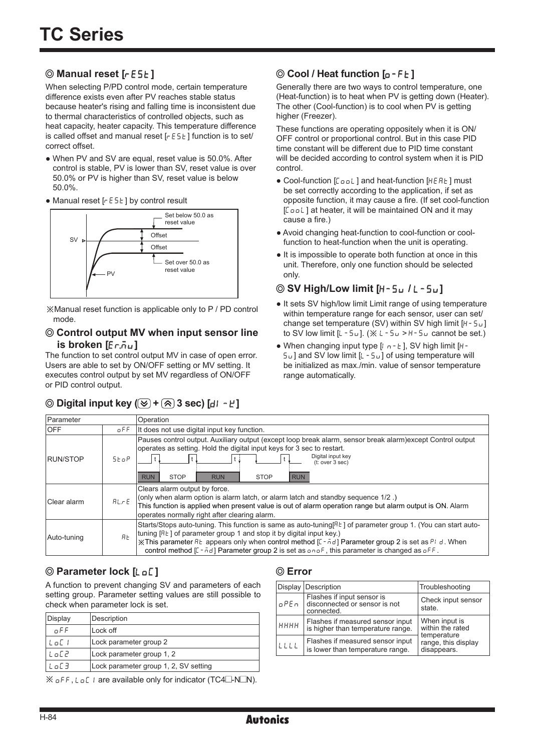# TC Series

## ◎ Manual reset [rESt]

When selecting P/PD control mode, certain temperature difference exists even after PV reaches stable status because heater's rising and falling time is inconsistent due to thermal characteristics of controlled objects, such as heat capacity, heater capacity. This temperature difference is called offset and manual reset [rESt] function is to set/correct offset.

- When PV and SV are equal, reset value is 50.0%. After control is stable, PV is lower than SV, reset value is over 50.0% or PV is higher than SV, reset value is below 50.0%.
- Manual reset [rESt] by control result

Set below 50.0 as reset value
SV
Offset
Offset
Set over 50.0 as reset value
PV

※Manual reset function is applicable only to P / PD control mode.

## ◎ Control output MV when input sensor line is broken [Er.mu]

The function to set control output MV in case of open error. Users are able to set by ON/OFF setting or MV setting. It executes control output by set MV regardless of ON/OFF or PID control output.

## ◎ Cool / Heat function [o-Ft]

Generally there are two ways to control temperature, one (Heat-function) is to heat when PV is getting down (Heater). The other (Cool-function) is to cool when PV is getting higher (Freezer).

These functions are operating oppositely when it is ON/OFF control or proportional control. But in this case PID time constant will be different due to PID time constant will be decided according to control system when it is PID control.

- Cool-function [CooL] and heat-function [HEAt] must be set correctly according to the application, if set as opposite function, it may cause a fire. (If set cool-function [CooL] at heater, it will be maintained ON and it may cause a fire.)
- Avoid changing heat-function to cool-function or cool-function to heat-function when the unit is operating.
- It is impossible to operate both function at once in this unit. Therefore, only one function should be selected only.

## ◎ SV High/Low limit [H-Su / L-Su]

- It sets SV high/low limit Limit range of using temperature within temperature range for each sensor, user can set/change set temperature (SV) within SV high limit [H-Su] to SV low limit [L-Su]. (※ L-Su > H-Su cannot be set.)
- When changing input type [In-t], SV high limit [H-Su] and SV low limit [L-Su] of using temperature will be initialized as max./min. value of sensor temperature range automatically.

## ◎ Digital input key (⊻ + ⊼ 3 sec) [dI-K]

| Parameter | | Operation |
|---|---|---|
| OFF | oFF | It does not use digital input key function. |
| RUN/STOP | StoP | Pauses control output. Auxiliary output (except loop break alarm, sensor break alarm)except Control output operates as setting. Hold the digital input keys for 3 sec to restart.<br>Digital input key (t: over 3 sec)<br>RUN STOP RUN STOP RUN |
| Clear alarm | AL.rE | Clears alarm output by force.<br>(only when alarm option is alarm latch, or alarm latch and standby sequence 1/2 .)<br>This function is applied when present value is out of alarm operation range but alarm output is ON. Alarm operates normally right after clearing alarm. |
| Auto-tuning | At | Starts/Stops auto-tuning. This function is same as auto-tuning[At] of parameter group 1. (You can start auto-tuning [At] of parameter group 1 and stop it by digital input key.)<br>※This parameter At appears only when control method [C-md] Parameter group 2 is set as PId. When control method [C-md] Parameter group 2 is set as onoF, this parameter is changed as oFF. |

## ◎ Parameter lock [LoC]

A function to prevent changing SV and parameters of each setting group. Parameter setting values are still possible to check when parameter lock is set.

| Display | Description |
|---|---|
| oFF | Lock off |
| LoC1 | Lock parameter group 2 |
| LoC2 | Lock parameter group 1, 2 |
| LoC3 | Lock parameter group 1, 2, SV setting |

※ oFF, LoC1 are available only for indicator (TC4□-N□N).

## ◎ Error

| Display | Description | Troubleshooting |
|---|---|---|
| oPEn | Flashes if input sensor is disconnected or sensor is not connected. | Check input sensor state. |
| HHHH | Flashes if measured sensor input is higher than temperature range. | When input is within the rated temperature range, this display disappears. |
| LLLL | Flashes if measured sensor input is lower than temperature range. | |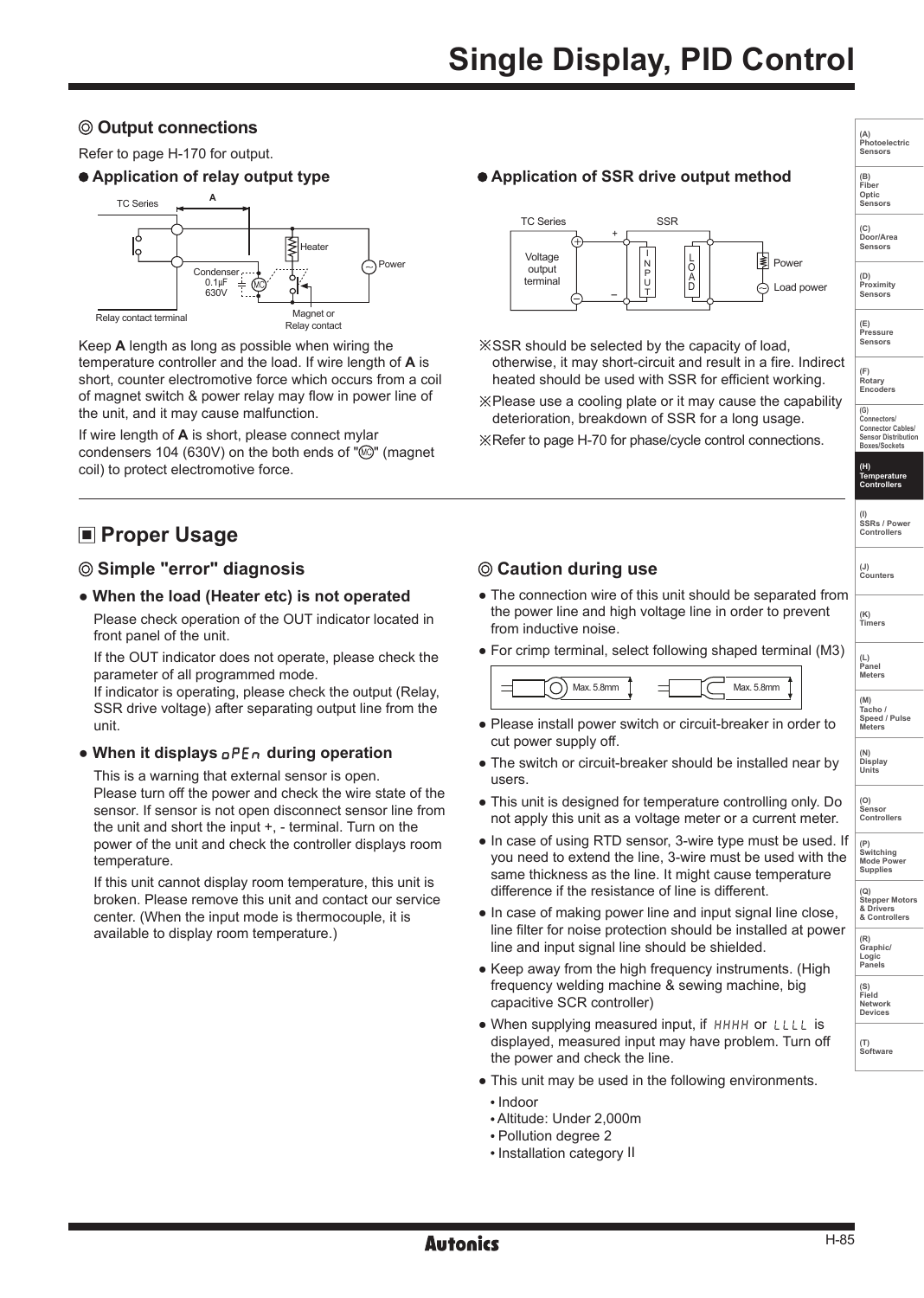## ◎ Output connections

Refer to page H-170 for output.

### ● Application of relay output type

TC Series

A

Heater

Power

Condenser 0.1μF 630V

MC

Relay contact terminal

Magnet or Relay contact

Keep **A** length as long as possible when wiring the temperature controller and the load. If wire length of **A** is short, counter electromotive force which occurs from a coil of magnet switch & power relay may flow in power line of the unit, and it may cause malfunction.

If wire length of **A** is short, please connect mylar condensers 104 (630V) on the both ends of "MC" (magnet coil) to protect electromotive force.

### ● Application of SSR drive output method

TC Series

SSR

Voltage output terminal

INPUT

LOAD

Power

Load power

※SSR should be selected by the capacity of load, otherwise, it may short-circuit and result in a fire. Indirect heated should be used with SSR for efficient working.

※Please use a cooling plate or it may cause the capability deterioration, breakdown of SSR for a long usage.

※Refer to page H-70 for phase/cycle control connections.

# ▣ Proper Usage

## ◎ Simple "error" diagnosis

### ● When the load (Heater etc) is not operated

Please check operation of the OUT indicator located in front panel of the unit.

If the OUT indicator does not operate, please check the parameter of all programmed mode.

If indicator is operating, please check the output (Relay, SSR drive voltage) after separating output line from the unit.

### ● When it displays oPEn during operation

This is a warning that external sensor is open.

Please turn off the power and check the wire state of the sensor. If sensor is not open disconnect sensor line from the unit and short the input +, - terminal. Turn on the power of the unit and check the controller displays room temperature.

If this unit cannot display room temperature, this unit is broken. Please remove this unit and contact our service center. (When the input mode is thermocouple, it is available to display room temperature.)

## ◎ Caution during use

- The connection wire of this unit should be separated from the power line and high voltage line in order to prevent from inductive noise.
- For crimp terminal, select following shaped terminal (M3)

  Max. 5.8mm    Max. 5.8mm

- Please install power switch or circuit-breaker in order to cut power supply off.
- The switch or circuit-breaker should be installed near by users.
- This unit is designed for temperature controlling only. Do not apply this unit as a voltage meter or a current meter.
- In case of using RTD sensor, 3-wire type must be used. If you need to extend the line, 3-wire must be used with the same thickness as the line. It might cause temperature difference if the resistance of line is different.
- In case of making power line and input signal line close, line filter for noise protection should be installed at power line and input signal line should be shielded.
- Keep away from the high frequency instruments. (High frequency welding machine & sewing machine, big capacitive SCR controller)
- When supplying measured input, if HHHH or LLLL is displayed, measured input may have problem. Turn off the power and check the line.
- This unit may be used in the following environments.
  - Indoor
  - Altitude: Under 2,000m
  - Pollution degree 2
  - Installation category II